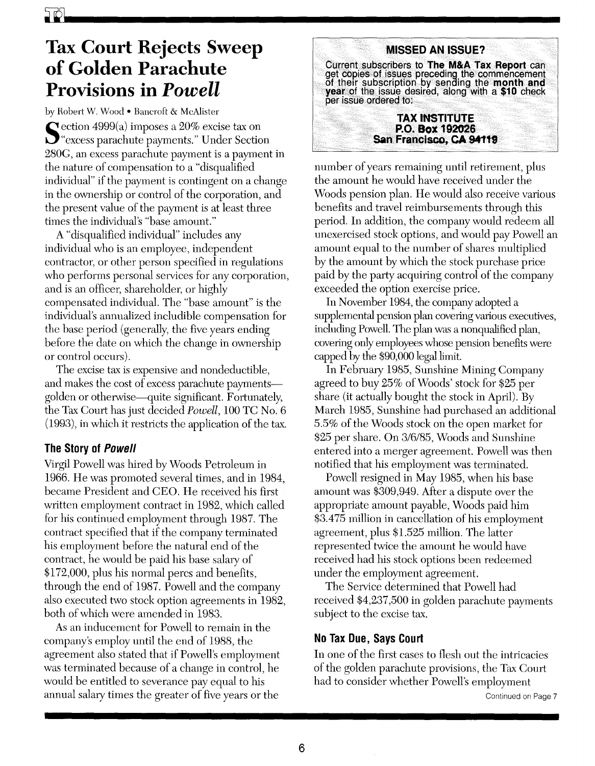# Tax Court Rejects Sweep of Golden Parachute Provisions in *Powell*

by Robert W. Wood • Bancroft & McAlister

Section 4999(a) imposes a 20% excise tax on "excess parachute payments." Under Section 280G, an excess parachute payment is a payment in the nature of compensation to a "disqualified individual" if the payment is contingent on a change in the ownership or control of the corporation, and the present value of the payment is at least three times the individual's "base amount."

A "disqualified individual" includes any individual who is an employee, independent contractor, or other person specified in regulations who performs personal services for any corporation, and is an officer, shareholder, or highly compensated individual. The "base amount" is the individual's annualized includible compensation for the base period (generally, the five years ending before the date on which the change in ownership or control occurs).

The excise tax is expensive and nondeductible, and makes the cost of excess parachute payments—golden or otherwise—quite significant. Fortunately, the Tax Court has just decided *Powell*, 100 TC No. 6 (1993), in which it restricts the application of the tax.

## The Story of *Powell*

Virgil Powell was hired by Woods Petroleum in 1966. He was promoted several times, and in 1984, became President and CEO. He received his first written employment contract in 1982, which called for his continued employment through 1987. The contract specified that if the company terminated his employment before the natural end of the contract, he would be paid his base salary of $172,000, plus his normal percs and benefits, through the end of 1987. Powell and the company also executed two stock option agreements in 1982, both of which were amended in 1983.

As an inducement for Powell to remain in the company's employ until the end of 1988, the agreement also stated that if Powell's employment was terminated because of a change in control, he would be entitled to severance pay equal to his annual salary times the greater of five years or the number of years remaining until retirement, plus the amount he would have received under the Woods pension plan. He would also receive various benefits and travel reimbursements through this period. In addition, the company would redeem all unexercised stock options, and would pay Powell an amount equal to the number of shares multiplied by the amount by which the stock purchase price paid by the party acquiring control of the company exceeded the option exercise price.

In November 1984, the company adopted a supplemental pension plan covering various executives, including Powell. The plan was a nonqualified plan, covering only employees whose pension benefits were capped by the $90,000 legal limit.

In February 1985, Sunshine Mining Company agreed to buy 25% of Woods' stock for $25 per share (it actually bought the stock in April). By March 1985, Sunshine had purchased an additional 5.5% of the Woods stock on the open market for $25 per share. On 3/6/85, Woods and Sunshine entered into a merger agreement. Powell was then notified that his employment was terminated.

Powell resigned in May 1985, when his base amount was $309,949. After a dispute over the appropriate amount payable, Woods paid him $3.475 million in cancellation of his employment agreement, plus $1.525 million. The latter represented twice the amount he would have received had his stock options been redeemed under the employment agreement.

The Service determined that Powell had received $4,237,500 in golden parachute payments subject to the excise tax.

## No Tax Due, Says Court

In one of the first cases to flesh out the intricacies of the golden parachute provisions, the Tax Court had to consider whether Powell's employment

Continued on Page 7

> **MISSED AN ISSUE?**
>
> Current subscribers to **The M&A Tax Report** can get copies of issues preceding the commencement of their subscription by sending the **month and year** of the issue desired, along with a **$10** check per issue ordered to:
>
> **TAX INSTITUTE**
> **P.O. Box 192026**
> **San Francisco, CA 94119**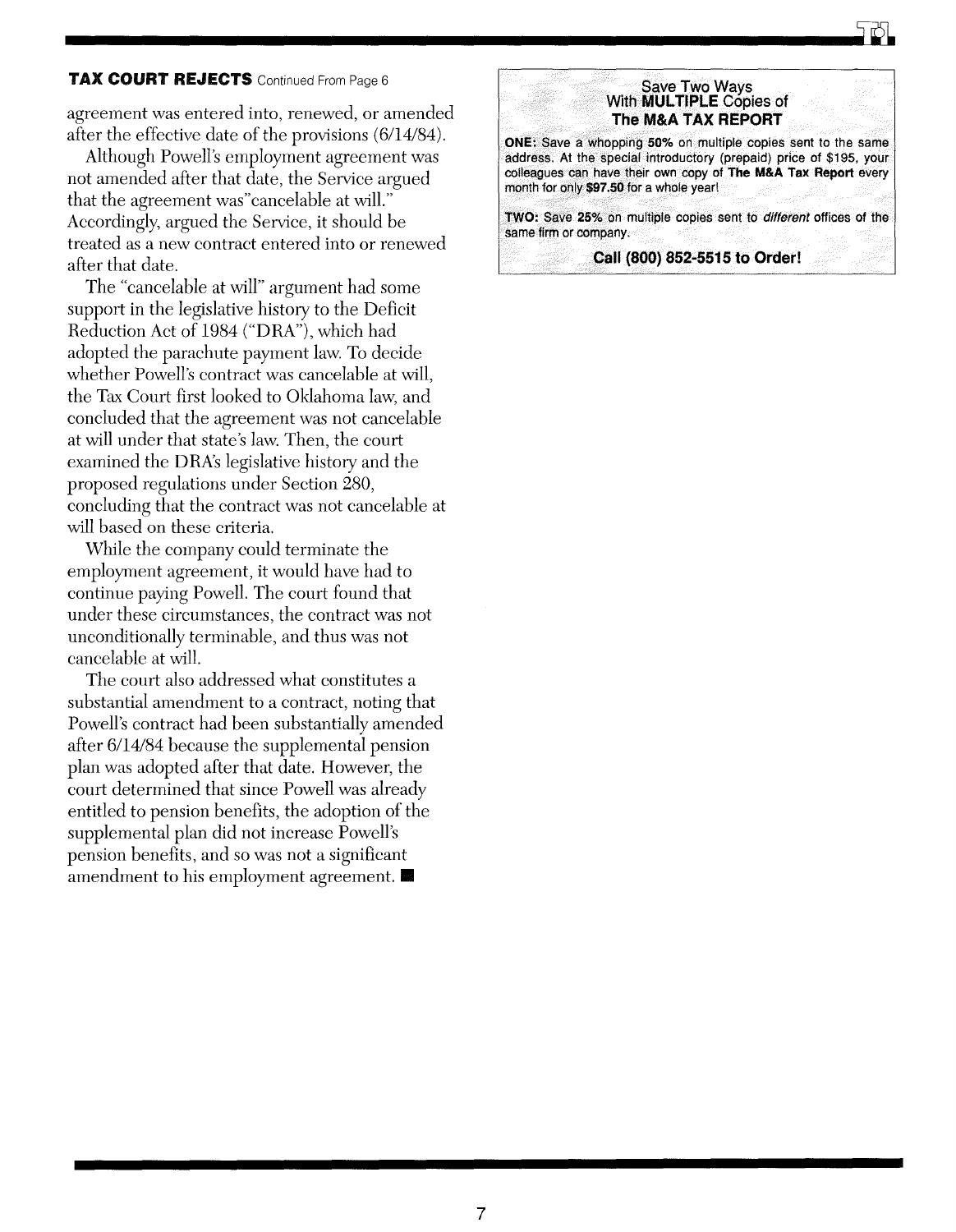**TAX COURT REJECTS** Continued From Page 6

agreement was entered into, renewed, or amended after the effective date of the provisions (6/14/84).

Although Powell's employment agreement was not amended after that date, the Service argued that the agreement was"cancelable at will." Accordingly, argued the Service, it should be treated as a new contract entered into or renewed after that date.

The "cancelable at will" argument had some support in the legislative history to the Deficit Reduction Act of 1984 ("DRA"), which had adopted the parachute payment law. To decide whether Powell's contract was cancelable at will, the Tax Court first looked to Oklahoma law, and concluded that the agreement was not cancelable at will under that state's law. Then, the court examined the DRA's legislative history and the proposed regulations under Section 280, concluding that the contract was not cancelable at will based on these criteria.

While the company could terminate the employment agreement, it would have had to continue paying Powell. The court found that under these circumstances, the contract was not unconditionally terminable, and thus was not cancelable at will.

The court also addressed what constitutes a substantial amendment to a contract, noting that Powell's contract had been substantially amended after 6/14/84 because the supplemental pension plan was adopted after that date. However, the court determined that since Powell was already entitled to pension benefits, the adoption of the supplemental plan did not increase Powell's pension benefits, and so was not a significant amendment to his employment agreement. ■

**Save Two Ways**
**With MULTIPLE Copies of**
**The M&A TAX REPORT**

**ONE:** Save a whopping **50%** on multiple copies sent to the same address. At the special introductory (prepaid) price of $195, your colleagues can have their own copy of **The M&A Tax Report** every month for only **$97.50** for a whole year!

**TWO:** Save **25%** on multiple copies sent to *different* offices of the same firm or company.

**Call (800) 852-5515 to Order!**